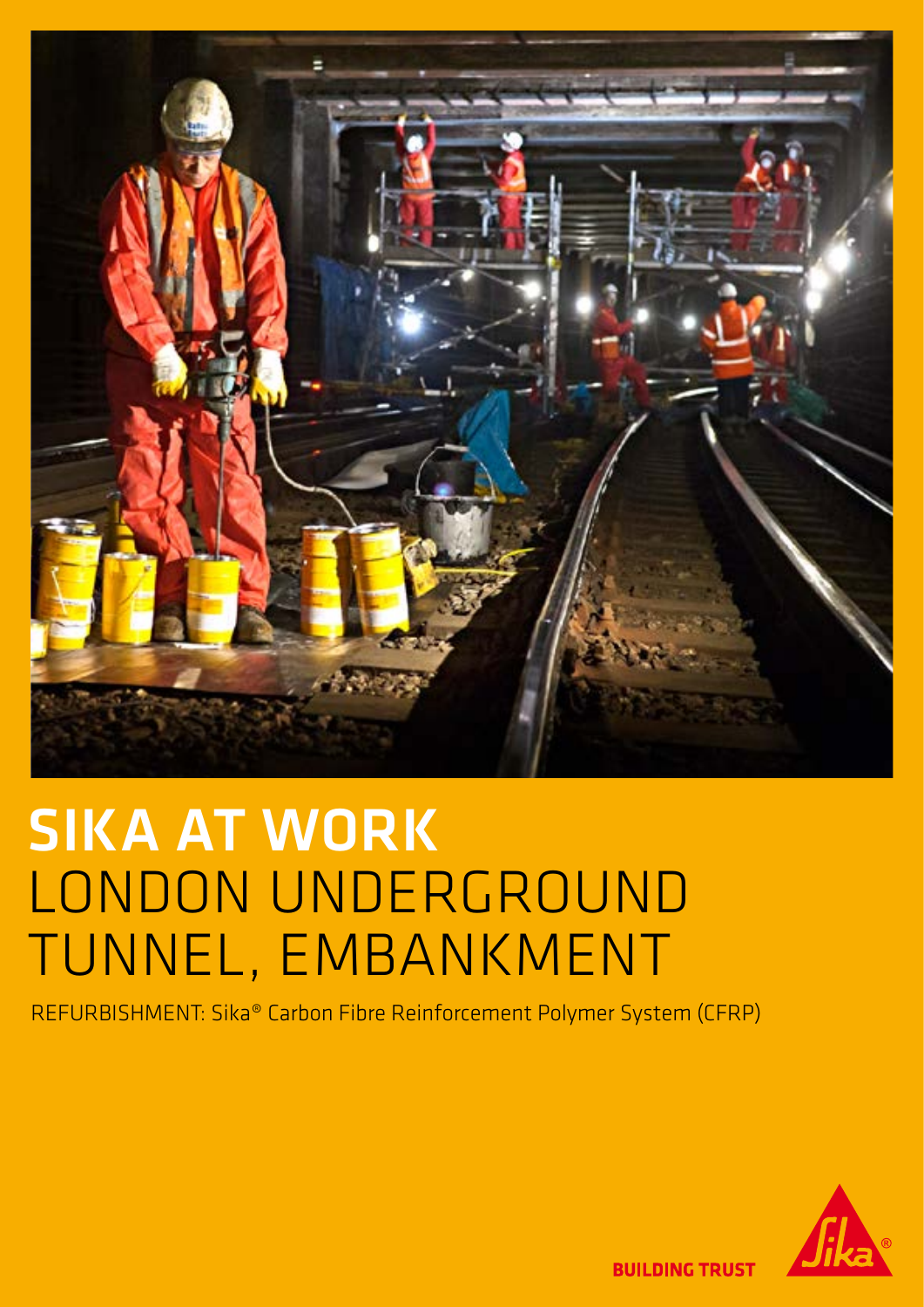# SIKA AT WORK
# LONDON UNDERGROUND TUNNEL, EMBANKMENT

REFURBISHMENT: Sika® Carbon Fibre Reinforcement Polymer System (CFRP)

BUILDING TRUST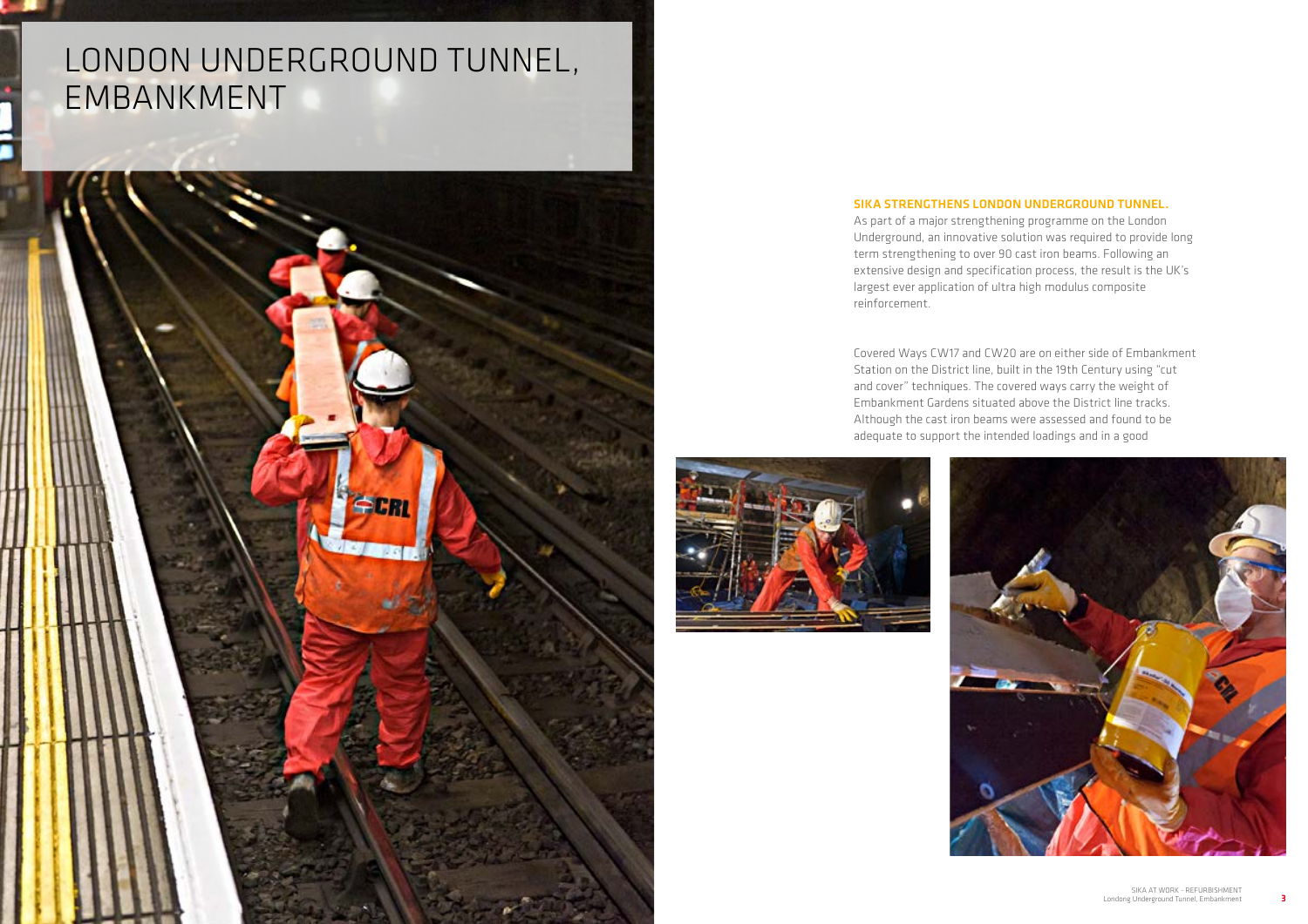# LONDON UNDERGROUND TUNNEL, EMBANKMENT

**SIKA STRENGTHENS LONDON UNDERGROUND TUNNEL.**

As part of a major strengthening programme on the London Underground, an innovative solution was required to provide long term strengthening to over 90 cast iron beams. Following an extensive design and specification process, the result is the UK's largest ever application of ultra high modulus composite reinforcement.

Covered Ways CW17 and CW20 are on either side of Embankment Station on the District line, built in the 19th Century using "cut and cover" techniques. The covered ways carry the weight of Embankment Gardens situated above the District line tracks. Although the cast iron beams were assessed and found to be adequate to support the intended loadings and in a good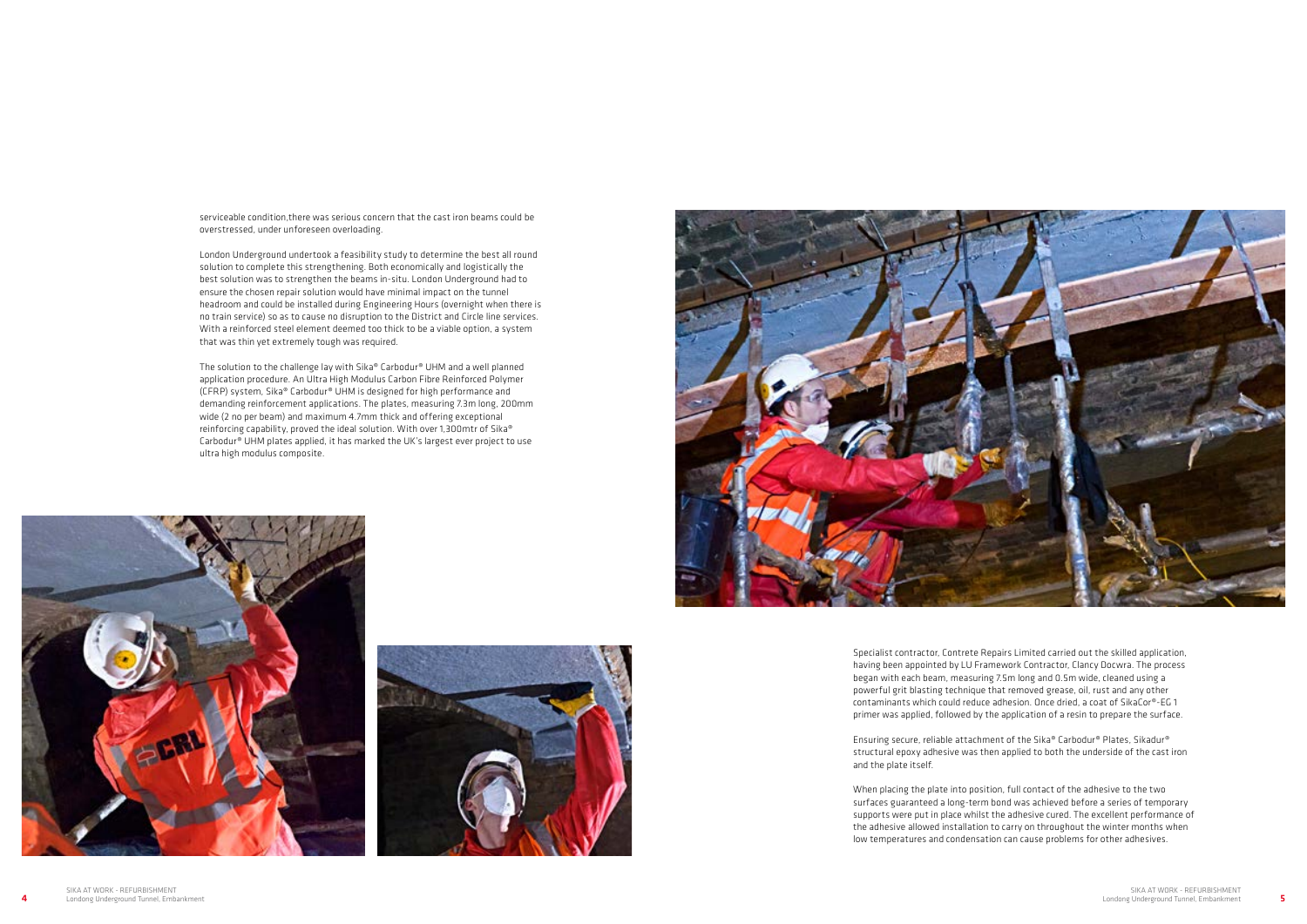serviceable condition,there was serious concern that the cast iron beams could be overstressed, under unforeseen overloading.

London Underground undertook a feasibility study to determine the best all round solution to complete this strengthening. Both economically and logistically the best solution was to strengthen the beams in-situ. London Underground had to ensure the chosen repair solution would have minimal impact on the tunnel headroom and could be installed during Engineering Hours (overnight when there is no train service) so as to cause no disruption to the District and Circle line services. With a reinforced steel element deemed too thick to be a viable option, a system that was thin yet extremely tough was required.

The solution to the challenge lay with Sika® Carbodur® UHM and a well planned application procedure. An Ultra High Modulus Carbon Fibre Reinforced Polymer (CFRP) system, Sika® Carbodur® UHM is designed for high performance and demanding reinforcement applications. The plates, measuring 7.3m long, 200mm wide (2 no per beam) and maximum 4.7mm thick and offering exceptional reinforcing capability, proved the ideal solution. With over 1,300mtr of Sika® Carbodur® UHM plates applied, it has marked the UK's largest ever project to use ultra high modulus composite.

Specialist contractor, Contrete Repairs Limited carried out the skilled application, having been appointed by LU Framework Contractor, Clancy Docwra. The process began with each beam, measuring 7.5m long and 0.5m wide, cleaned using a powerful grit blasting technique that removed grease, oil, rust and any other contaminants which could reduce adhesion. Once dried, a coat of SikaCor®-EG 1 primer was applied, followed by the application of a resin to prepare the surface.

Ensuring secure, reliable attachment of the Sika® Carbodur® Plates, Sikadur® structural epoxy adhesive was then applied to both the underside of the cast iron and the plate itself.

When placing the plate into position, full contact of the adhesive to the two surfaces guaranteed a long-term bond was achieved before a series of temporary supports were put in place whilst the adhesive cured. The excellent performance of the adhesive allowed installation to carry on throughout the winter months when low temperatures and condensation can cause problems for other adhesives.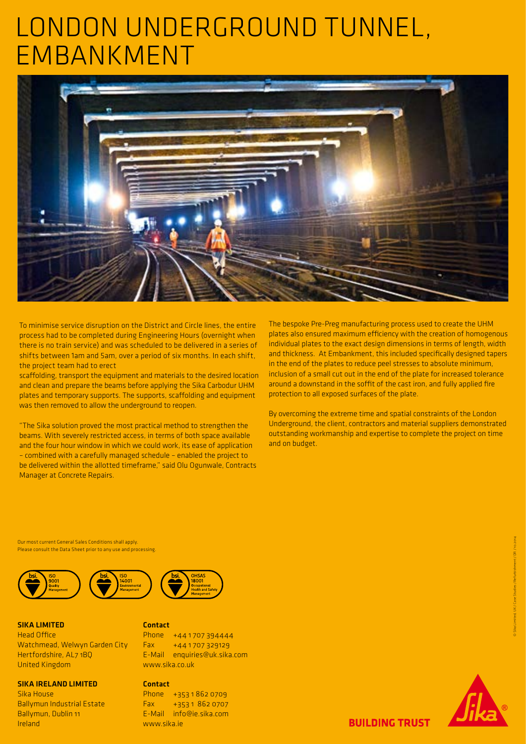# LONDON UNDERGROUND TUNNEL, EMBANKMENT

To minimise service disruption on the District and Circle lines, the entire process had to be completed during Engineering Hours (overnight when there is no train service) and was scheduled to be delivered in a series of shifts between 1am and 5am, over a period of six months. In each shift, the project team had to erect scaffolding, transport the equipment and materials to the desired location and clean and prepare the beams before applying the Sika Carbodur UHM plates and temporary supports. The supports, scaffolding and equipment was then removed to allow the underground to reopen.

"The Sika solution proved the most practical method to strengthen the beams. With severely restricted access, in terms of both space available and the four hour window in which we could work, its ease of application – combined with a carefully managed schedule – enabled the project to be delivered within the allotted timeframe," said Olu Ogunwale, Contracts Manager at Concrete Repairs.

The bespoke Pre-Preg manufacturing process used to create the UHM plates also ensured maximum efficiency with the creation of homogenous individual plates to the exact design dimensions in terms of length, width and thickness. At Embankment, this included specifically designed tapers in the end of the plates to reduce peel stresses to absolute minimum, inclusion of a small cut out in the end of the plate for increased tolerance around a downstand in the soffit of the cast iron, and fully applied fire protection to all exposed surfaces of the plate.

By overcoming the extreme time and spatial constraints of the London Underground, the client, contractors and material suppliers demonstrated outstanding workmanship and expertise to complete the project on time and on budget.

Our most current General Sales Conditions shall apply.
Please consult the Data Sheet prior to any use and processing.

bsi. ISO 9001 Quality Management
bsi. ISO 14001 Environmental Management
bsi. OHSAS 18001 Occupational Health and Safety Management

**SIKA LIMITED**
Head Office
Watchmead, Welwyn Garden City
Hertfordshire, AL7 1BQ
United Kingdom

**Contact**
Phone +44 1707 394444
Fax +44 1707 329129
E-Mail enquiries@uk.sika.com
www.sika.co.uk

**SIKA IRELAND LIMITED**
Sika House
Ballymun Industrial Estate
Ballymun, Dublin 11
Ireland

**Contact**
Phone +353 1 862 0709
Fax +353 1 862 0707
E-Mail info@ie.sika.com
www.sika.ie

**BUILDING TRUST**

© Sika Limited. UK / Case Studies / Refurbishment / CR / 10.2014